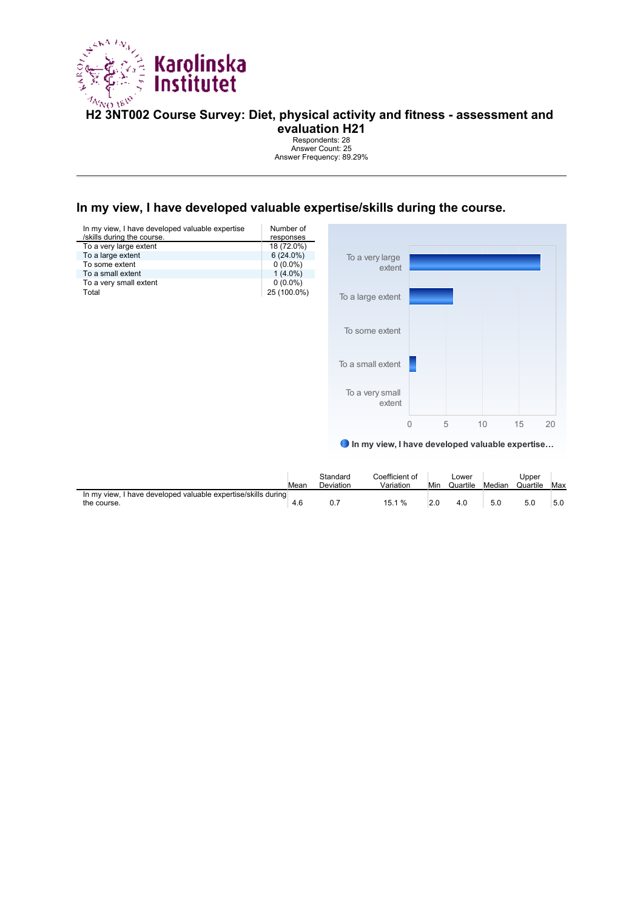# H2 3NT002 Course Survey: Diet, physical activity and fitness - assessment and evaluation H21

Respondents: 28
Answer Count: 25
Answer Frequency: 89.29%

## In my view, I have developed valuable expertise/skills during the course.

| In my view, I have developed valuable expertise /skills during the course. | Number of responses |
|---|---|
| To a very large extent | 18 (72.0%) |
| To a large extent | 6 (24.0%) |
| To some extent | 0 (0.0%) |
| To a small extent | 1 (4.0%) |
| To a very small extent | 0 (0.0%) |
| Total | 25 (100.0%) |

| | Mean | Standard Deviation | Coefficient of Variation | Min | Lower Quartile | Median | Upper Quartile | Max |
|---|---|---|---|---|---|---|---|---|
| In my view, I have developed valuable expertise/skills during the course. | 4.6 | 0.7 | 15.1 % | 2.0 | 4.0 | 5.0 | 5.0 | 5.0 |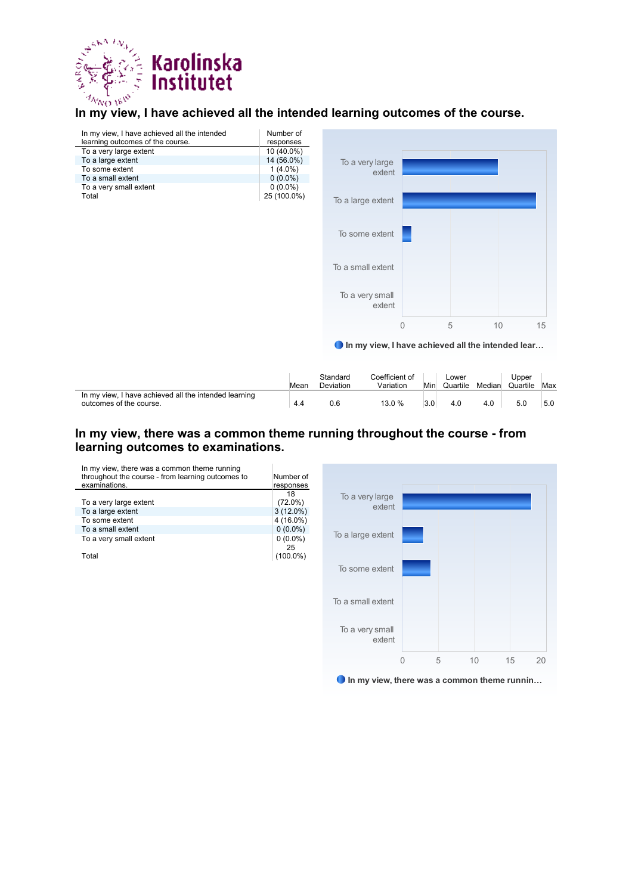Karolinska Institutet

## In my view, I have achieved all the intended learning outcomes of the course.

| In my view, I have achieved all the intended learning outcomes of the course. | Number of responses |
|---|---|
| To a very large extent | 10 (40.0%) |
| To a large extent | 14 (56.0%) |
| To some extent | 1 (4.0%) |
| To a small extent | 0 (0.0%) |
| To a very small extent | 0 (0.0%) |
| Total | 25 (100.0%) |

|  | Mean | Standard Deviation | Coefficient of Variation | Min | Lower Quartile | Median | Upper Quartile | Max |
|---|---|---|---|---|---|---|---|---|
| In my view, I have achieved all the intended learning outcomes of the course. | 4.4 | 0.6 | 13.0 % | 3.0 | 4.0 | 4.0 | 5.0 | 5.0 |

## In my view, there was a common theme running throughout the course - from learning outcomes to examinations.

| In my view, there was a common theme running throughout the course - from learning outcomes to examinations. | Number of responses |
|---|---|
| To a very large extent | 18 (72.0%) |
| To a large extent | 3 (12.0%) |
| To some extent | 4 (16.0%) |
| To a small extent | 0 (0.0%) |
| To a very small extent | 0 (0.0%) |
| Total | 25 (100.0%) |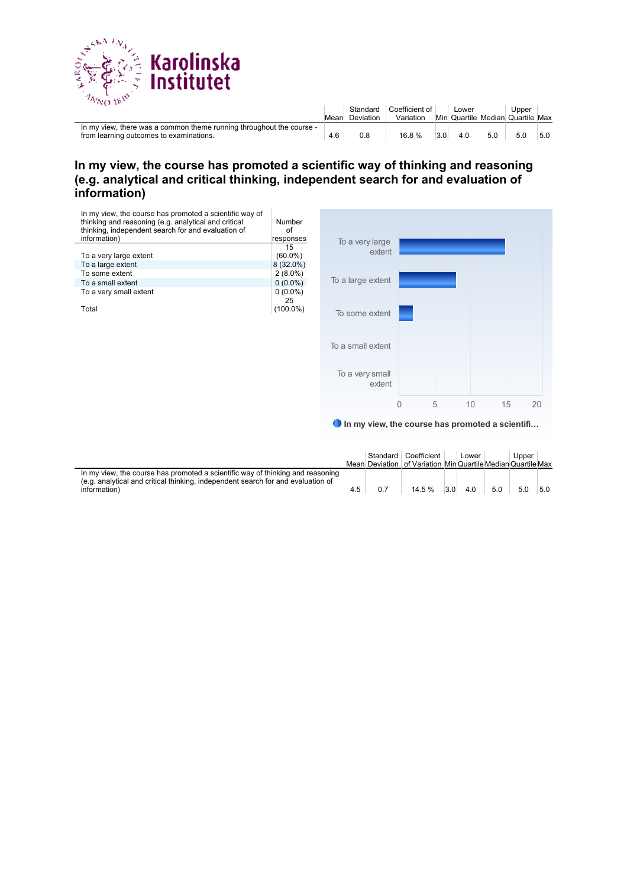| | Mean | Standard Deviation | Coefficient of Variation | Min | Lower Quartile | Median | Upper Quartile | Max |
|---|---|---|---|---|---|---|---|---|
| In my view, there was a common theme running throughout the course - from learning outcomes to examinations. | 4.6 | 0.8 | 16.8 % | 3.0 | 4.0 | 5.0 | 5.0 | 5.0 |

## In my view, the course has promoted a scientific way of thinking and reasoning (e.g. analytical and critical thinking, independent search for and evaluation of information)

| In my view, the course has promoted a scientific way of thinking and reasoning (e.g. analytical and critical thinking, independent search for and evaluation of information) | Number of responses |
|---|---|
| To a very large extent | 15 (60.0%) |
| To a large extent | 8 (32.0%) |
| To some extent | 2 (8.0%) |
| To a small extent | 0 (0.0%) |
| To a very small extent | 0 (0.0%) |
| Total | 25 (100.0%) |

| | Mean | Standard Deviation | Coefficient of Variation | Min | Lower Quartile | Median | Upper Quartile | Max |
|---|---|---|---|---|---|---|---|---|
| In my view, the course has promoted a scientific way of thinking and reasoning (e.g. analytical and critical thinking, independent search for and evaluation of information) | 4.5 | 0.7 | 14.5 % | 3.0 | 4.0 | 5.0 | 5.0 | 5.0 |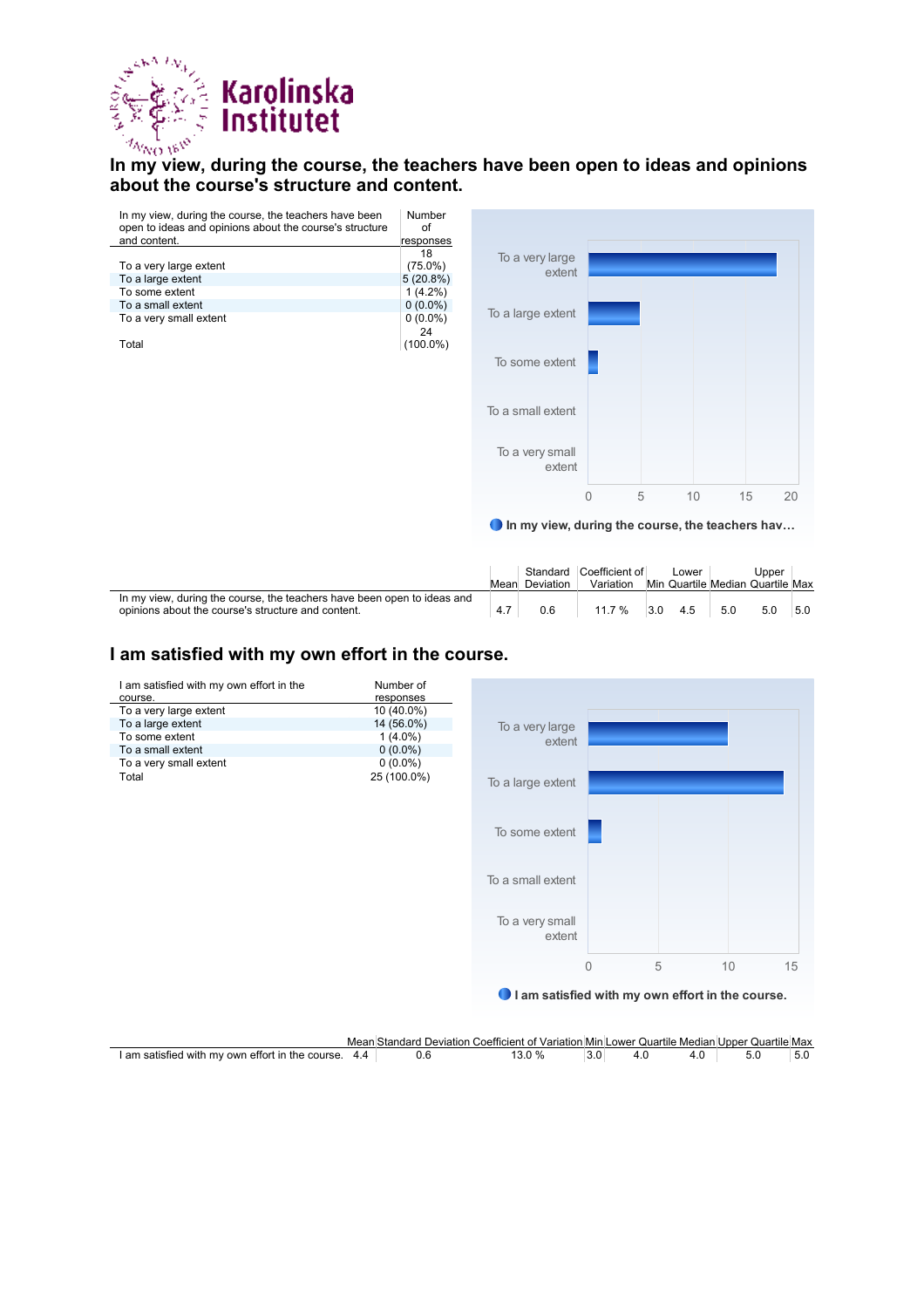## In my view, during the course, the teachers have been open to ideas and opinions about the course's structure and content.

| In my view, during the course, the teachers have been open to ideas and opinions about the course's structure and content. | Number of responses |
|---|---|
| To a very large extent | 18 (75.0%) |
| To a large extent | 5 (20.8%) |
| To some extent | 1 (4.2%) |
| To a small extent | 0 (0.0%) |
| To a very small extent | 0 (0.0%) |
| Total | 24 (100.0%) |

| | Mean | Standard Deviation | Coefficient of Variation | Min | Lower Quartile | Median | Upper Quartile | Max |
|---|---|---|---|---|---|---|---|---|
| In my view, during the course, the teachers have been open to ideas and opinions about the course's structure and content. | 4.7 | 0.6 | 11.7 % | 3.0 | 4.5 | 5.0 | 5.0 | 5.0 |

## I am satisfied with my own effort in the course.

| I am satisfied with my own effort in the course. | Number of responses |
|---|---|
| To a very large extent | 10 (40.0%) |
| To a large extent | 14 (56.0%) |
| To some extent | 1 (4.0%) |
| To a small extent | 0 (0.0%) |
| To a very small extent | 0 (0.0%) |
| Total | 25 (100.0%) |

| | Mean | Standard Deviation | Coefficient of Variation | Min | Lower Quartile | Median | Upper Quartile | Max |
|---|---|---|---|---|---|---|---|---|
| I am satisfied with my own effort in the course. | 4.4 | 0.6 | 13.0 % | 3.0 | 4.0 | 4.0 | 5.0 | 5.0 |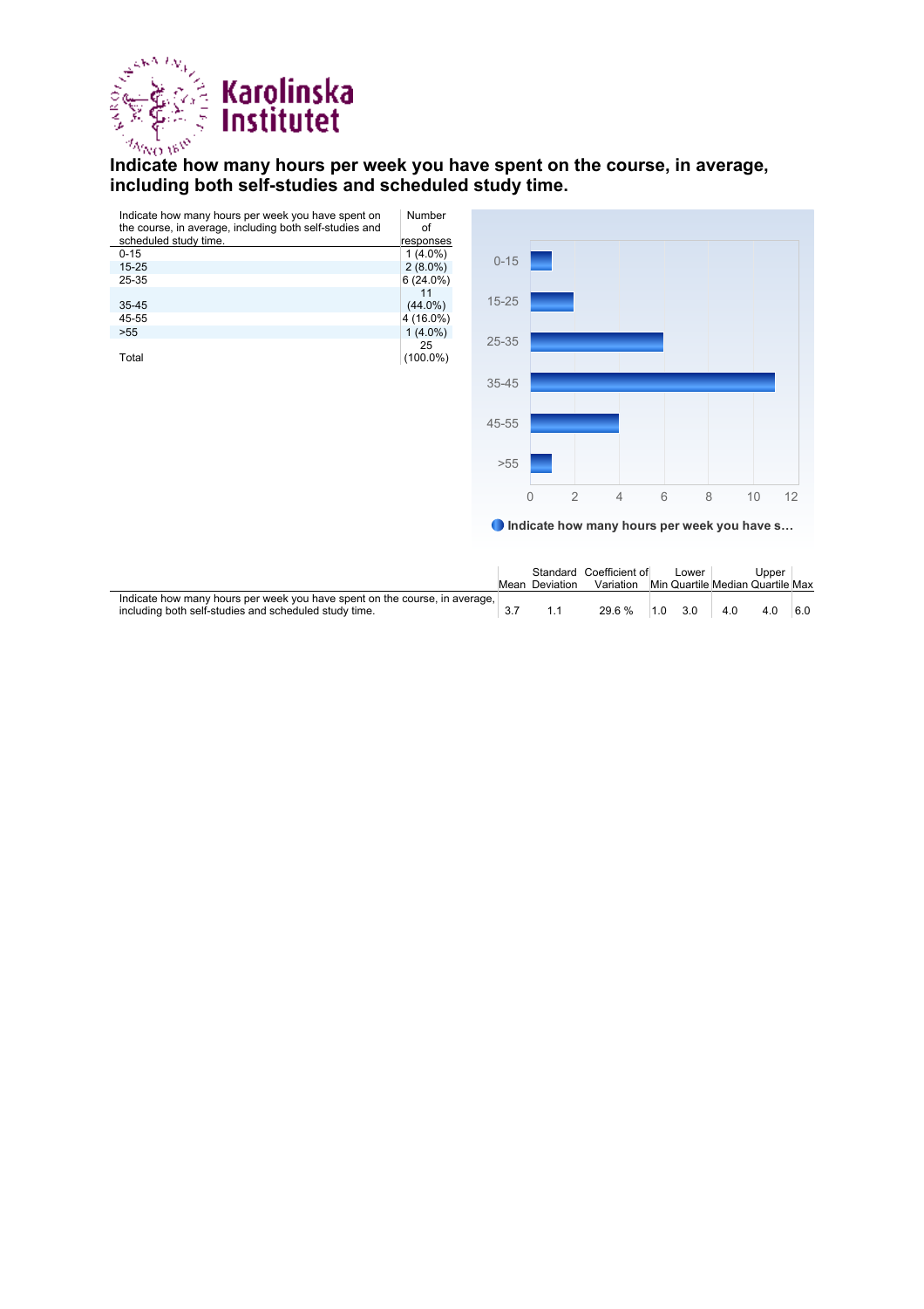# Indicate how many hours per week you have spent on the course, in average, including both self-studies and scheduled study time.

| Indicate how many hours per week you have spent on the course, in average, including both self-studies and scheduled study time. | Number of responses |
|---|---|
| 0-15 | 1 (4.0%) |
| 15-25 | 2 (8.0%) |
| 25-35 | 6 (24.0%) |
| 35-45 | 11 (44.0%) |
| 45-55 | 4 (16.0%) |
| >55 | 1 (4.0%) |
| Total | 25 (100.0%) |

| | Mean | Standard Deviation | Coefficient of Variation | Min | Lower Quartile | Median | Upper Quartile | Max |
|---|---|---|---|---|---|---|---|---|
| Indicate how many hours per week you have spent on the course, in average, including both self-studies and scheduled study time. | 3.7 | 1.1 | 29.6 % | 1.0 | 3.0 | 4.0 | 4.0 | 6.0 |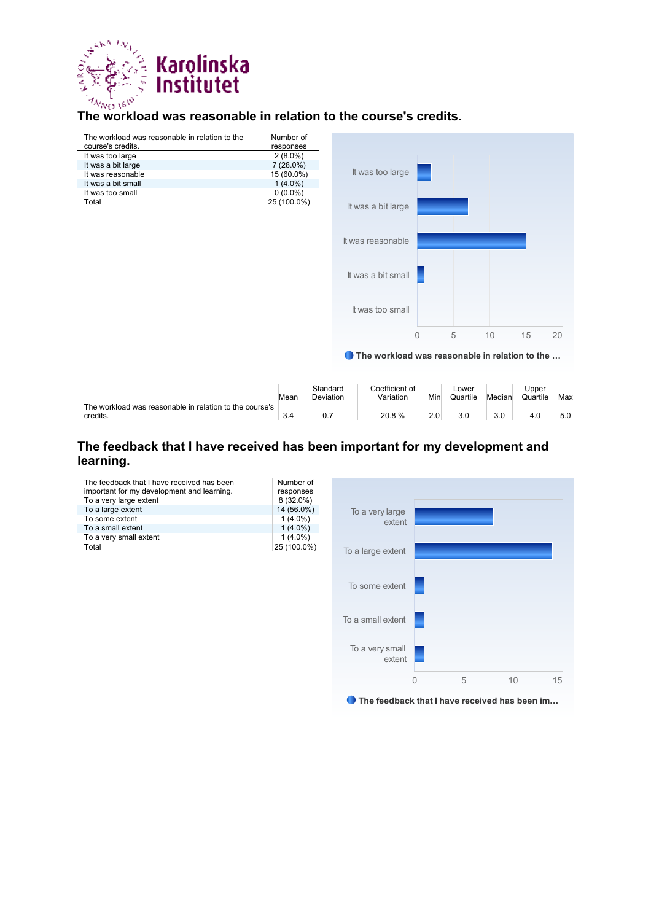## The workload was reasonable in relation to the course's credits.

| The workload was reasonable in relation to the course's credits. | Number of responses |
|---|---|
| It was too large | 2 (8.0%) |
| It was a bit large | 7 (28.0%) |
| It was reasonable | 15 (60.0%) |
| It was a bit small | 1 (4.0%) |
| It was too small | 0 (0.0%) |
| Total | 25 (100.0%) |

| | Mean | Standard Deviation | Coefficient of Variation | Min | Lower Quartile | Median | Upper Quartile | Max |
|---|---|---|---|---|---|---|---|---|
| The workload was reasonable in relation to the course's credits. | 3.4 | 0.7 | 20.8 % | 2.0 | 3.0 | 3.0 | 4.0 | 5.0 |

## The feedback that I have received has been important for my development and learning.

| The feedback that I have received has been important for my development and learning. | Number of responses |
|---|---|
| To a very large extent | 8 (32.0%) |
| To a large extent | 14 (56.0%) |
| To some extent | 1 (4.0%) |
| To a small extent | 1 (4.0%) |
| To a very small extent | 1 (4.0%) |
| Total | 25 (100.0%) |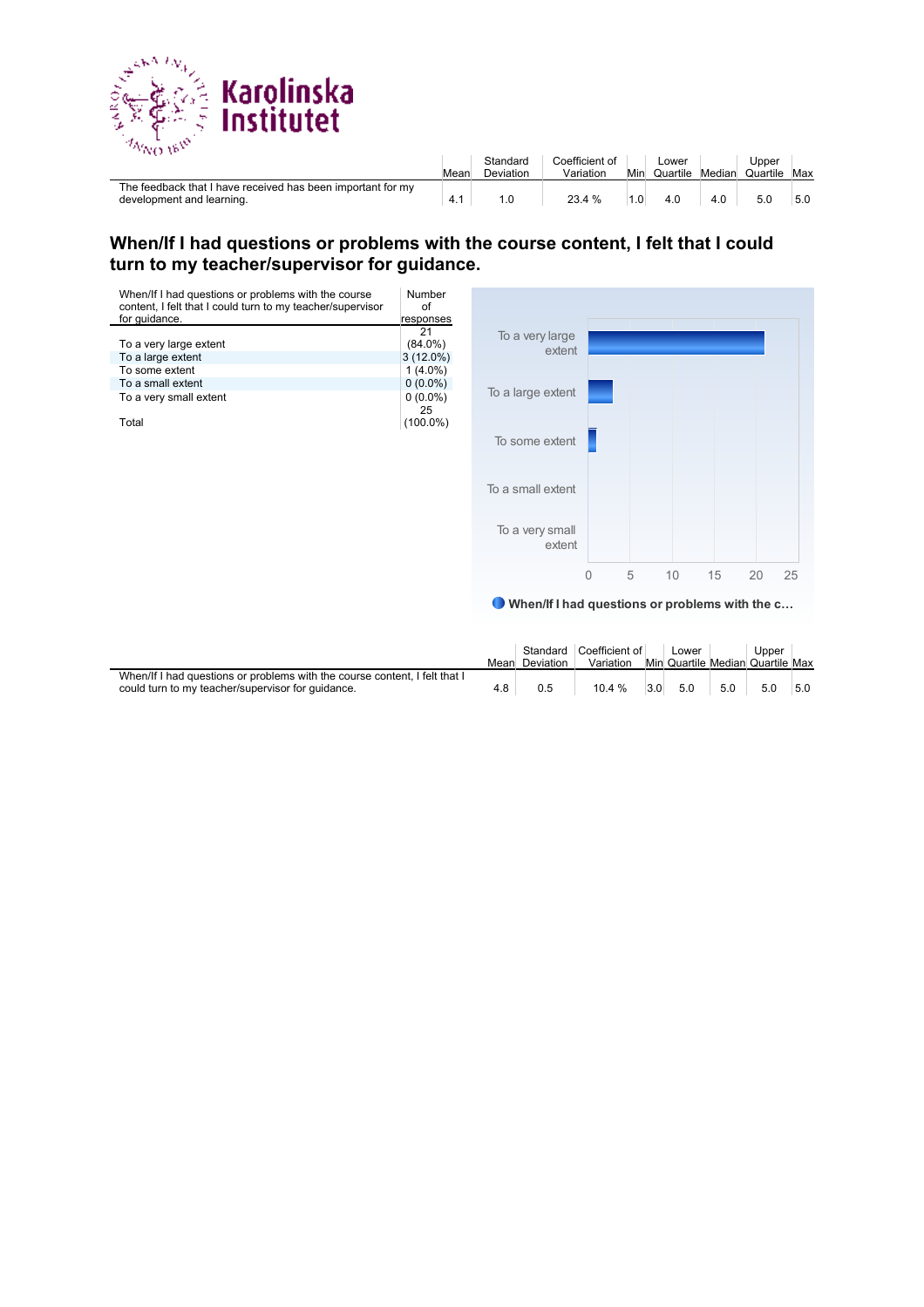| | Mean | Standard Deviation | Coefficient of Variation | Min | Lower Quartile | Median | Upper Quartile | Max |
|---|---|---|---|---|---|---|---|---|
| The feedback that I have received has been important for my development and learning. | 4.1 | 1.0 | 23.4 % | 1.0 | 4.0 | 4.0 | 5.0 | 5.0 |

## When/If I had questions or problems with the course content, I felt that I could turn to my teacher/supervisor for guidance.

| When/If I had questions or problems with the course content, I felt that I could turn to my teacher/supervisor for guidance. | Number of responses |
|---|---|
| To a very large extent | 21 (84.0%) |
| To a large extent | 3 (12.0%) |
| To some extent | 1 (4.0%) |
| To a small extent | 0 (0.0%) |
| To a very small extent | 0 (0.0%) |
| Total | 25 (100.0%) |

| | Mean | Standard Deviation | Coefficient of Variation | Min | Lower Quartile | Median | Upper Quartile | Max |
|---|---|---|---|---|---|---|---|---|
| When/If I had questions or problems with the course content, I felt that I could turn to my teacher/supervisor for guidance. | 4.8 | 0.5 | 10.4 % | 3.0 | 5.0 | 5.0 | 5.0 | 5.0 |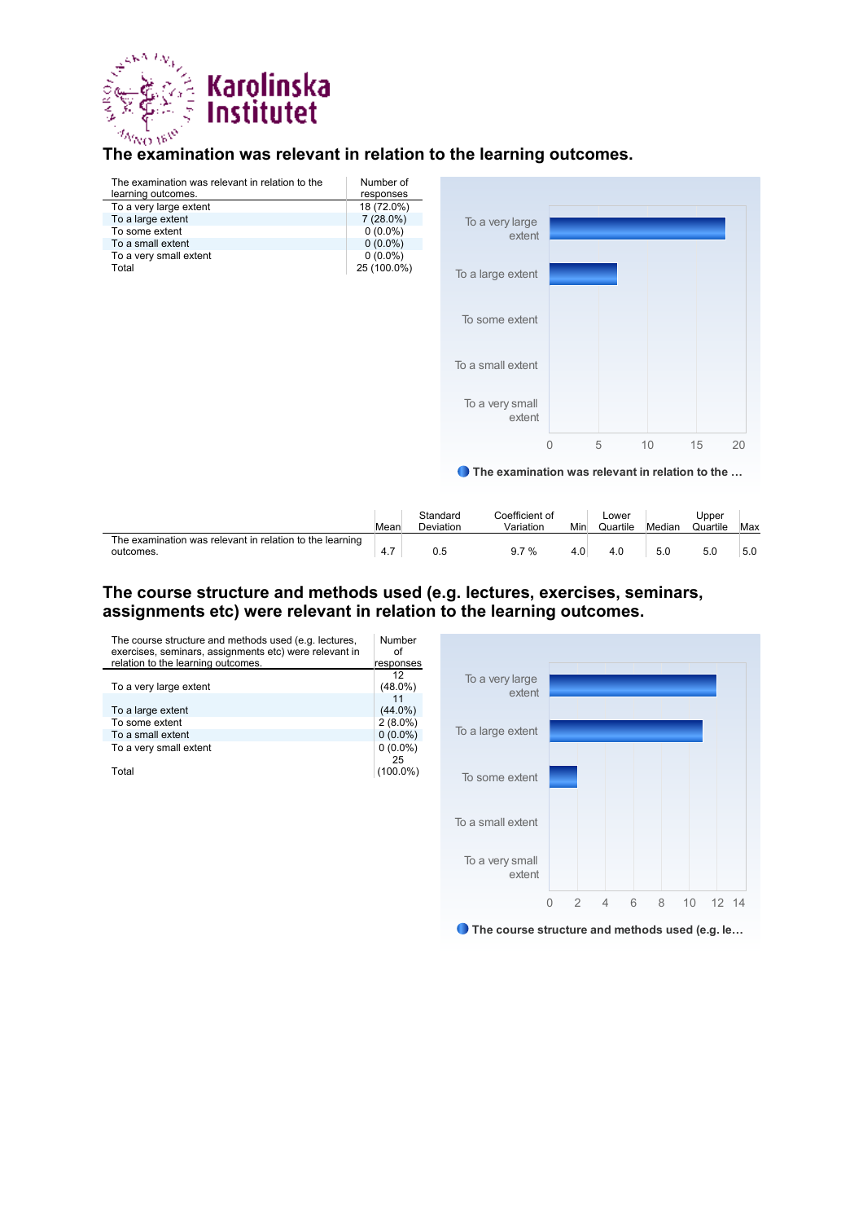## The examination was relevant in relation to the learning outcomes.

| The examination was relevant in relation to the learning outcomes. | Number of responses |
|---|---|
| To a very large extent | 18 (72.0%) |
| To a large extent | 7 (28.0%) |
| To some extent | 0 (0.0%) |
| To a small extent | 0 (0.0%) |
| To a very small extent | 0 (0.0%) |
| Total | 25 (100.0%) |

|  | Mean | Standard Deviation | Coefficient of Variation | Min | Lower Quartile | Median | Upper Quartile | Max |
|---|---|---|---|---|---|---|---|---|
| The examination was relevant in relation to the learning outcomes. | 4.7 | 0.5 | 9.7 % | 4.0 | 4.0 | 5.0 | 5.0 | 5.0 |

## The course structure and methods used (e.g. lectures, exercises, seminars, assignments etc) were relevant in relation to the learning outcomes.

| The course structure and methods used (e.g. lectures, exercises, seminars, assignments etc) were relevant in relation to the learning outcomes. | Number of responses |
|---|---|
| To a very large extent | 12 (48.0%) |
| To a large extent | 11 (44.0%) |
| To some extent | 2 (8.0%) |
| To a small extent | 0 (0.0%) |
| To a very small extent | 0 (0.0%) |
| Total | 25 (100.0%) |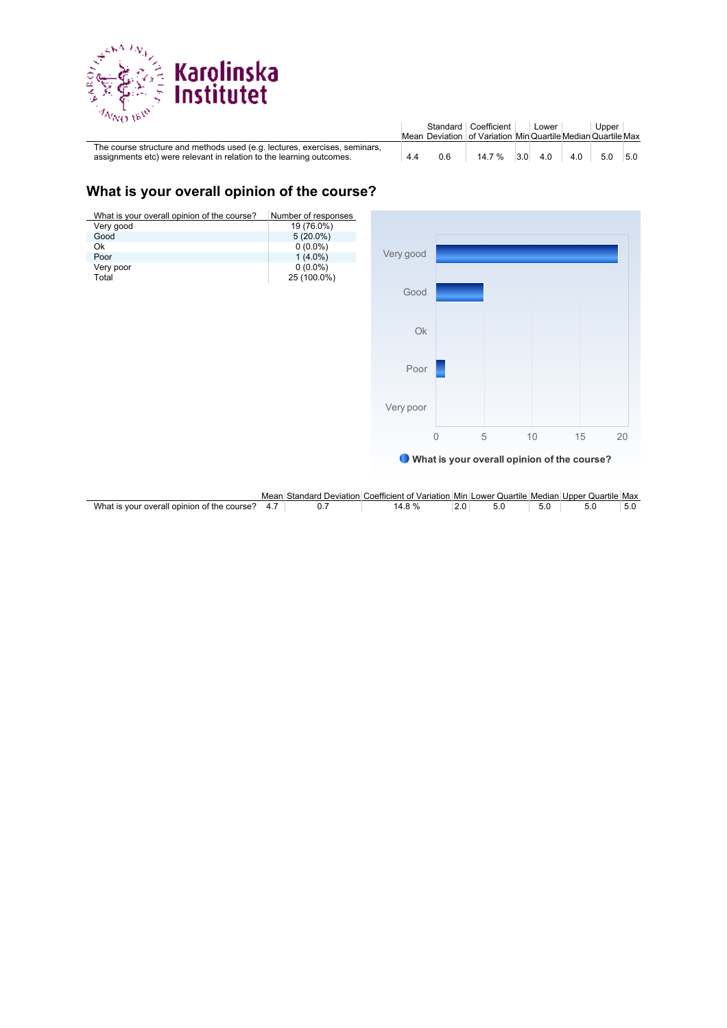| | Mean | Standard Deviation | Coefficient of Variation | Min | Lower Quartile | Median | Upper Quartile | Max |
|---|---|---|---|---|---|---|---|---|
| The course structure and methods used (e.g. lectures, exercises, seminars, assignments etc) were relevant in relation to the learning outcomes. | 4.4 | 0.6 | 14.7 % | 3.0 | 4.0 | 4.0 | 5.0 | 5.0 |

## What is your overall opinion of the course?

| What is your overall opinion of the course? | Number of responses |
|---|---|
| Very good | 19 (76.0%) |
| Good | 5 (20.0%) |
| Ok | 0 (0.0%) |
| Poor | 1 (4.0%) |
| Very poor | 0 (0.0%) |
| Total | 25 (100.0%) |

| | Mean | Standard Deviation | Coefficient of Variation | Min | Lower Quartile | Median | Upper Quartile | Max |
|---|---|---|---|---|---|---|---|---|
| What is your overall opinion of the course? | 4.7 | 0.7 | 14.8 % | 2.0 | 5.0 | 5.0 | 5.0 | 5.0 |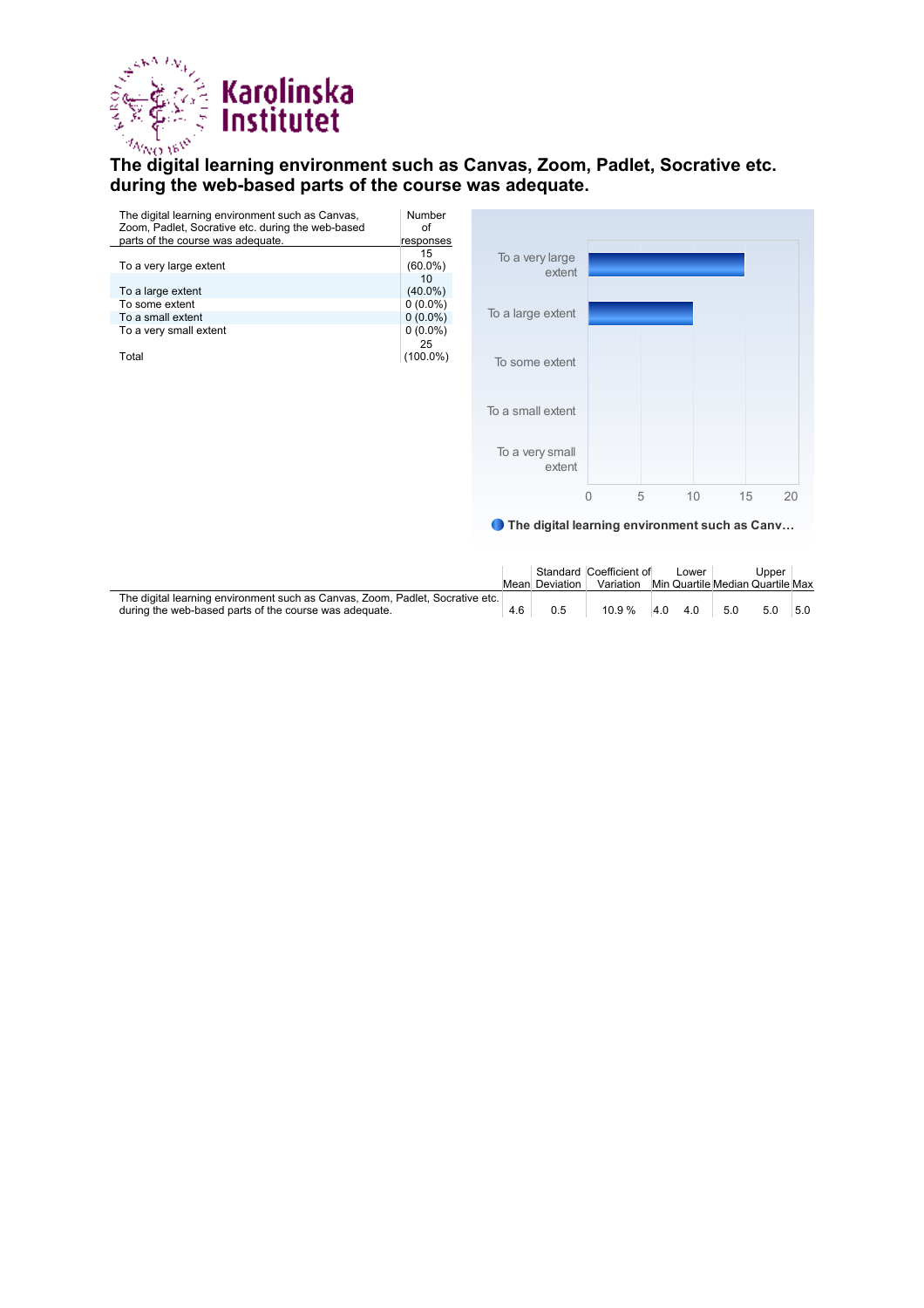Karolinska Institutet

# The digital learning environment such as Canvas, Zoom, Padlet, Socrative etc. during the web-based parts of the course was adequate.

| The digital learning environment such as Canvas, Zoom, Padlet, Socrative etc. during the web-based parts of the course was adequate. | Number of responses |
|---|---|
| To a very large extent | 15 (60.0%) |
| To a large extent | 10 (40.0%) |
| To some extent | 0 (0.0%) |
| To a small extent | 0 (0.0%) |
| To a very small extent | 0 (0.0%) |
| Total | 25 (100.0%) |

To a very large extent
To a large extent
To some extent
To a small extent
To a very small extent
0
5
10
15
20
The digital learning environment such as Canv...

| | Mean | Standard Deviation | Coefficient of Variation | Min | Lower Quartile | Median | Upper Quartile | Max |
|---|---|---|---|---|---|---|---|---|
| The digital learning environment such as Canvas, Zoom, Padlet, Socrative etc. during the web-based parts of the course was adequate. | 4.6 | 0.5 | 10.9 % | 4.0 | 4.0 | 5.0 | 5.0 | 5.0 |